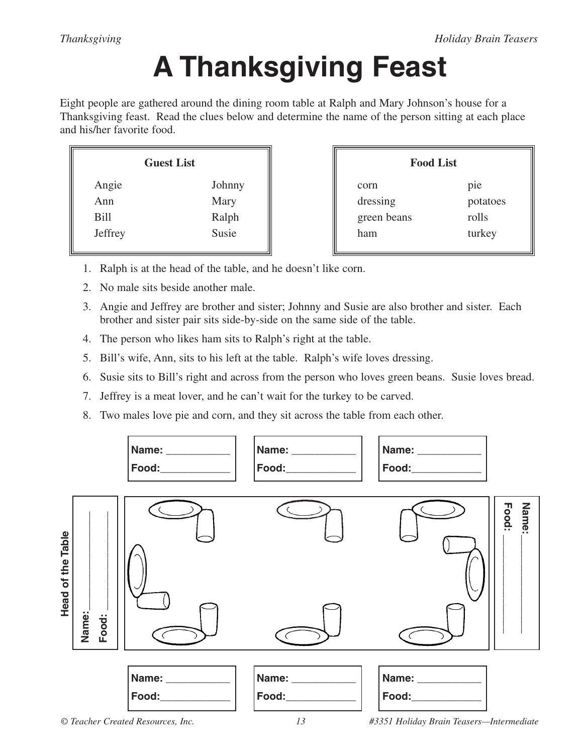# A Thanksgiving Feast

Eight people are gathered around the dining room table at Ralph and Mary Johnson's house for a Thanksgiving feast. Read the clues below and determine the name of the person sitting at each place and his/her favorite food.

| Guest List | |
|---|---|
| Angie | Johnny |
| Ann | Mary |
| Bill | Ralph |
| Jeffrey | Susie |

| Food List | |
|---|---|
| corn | pie |
| dressing | potatoes |
| green beans | rolls |
| ham | turkey |

1. Ralph is at the head of the table, and he doesn't like corn.
2. No male sits beside another male.
3. Angie and Jeffrey are brother and sister; Johnny and Susie are also brother and sister. Each brother and sister pair sits side-by-side on the same side of the table.
4. The person who likes ham sits to Ralph's right at the table.
5. Bill's wife, Ann, sits to his left at the table. Ralph's wife loves dressing.
6. Susie sits to Bill's right and across from the person who loves green beans. Susie loves bread.
7. Jeffrey is a meat lover, and he can't wait for the turkey to be carved.
8. Two males love pie and corn, and they sit across the table from each other.

| | Name: ___________ Food: ____________ | Name: ___________ Food: ____________ | Name: ___________ Food: ____________ | |
|---|---|---|---|---|
| **Head of the Table** Name: ___________ Food: ___________ | | | | Name: ___________ Food: ___________ |
| | Name: ___________ Food: ____________ | Name: ___________ Food: ____________ | Name: ___________ Food: ____________ | |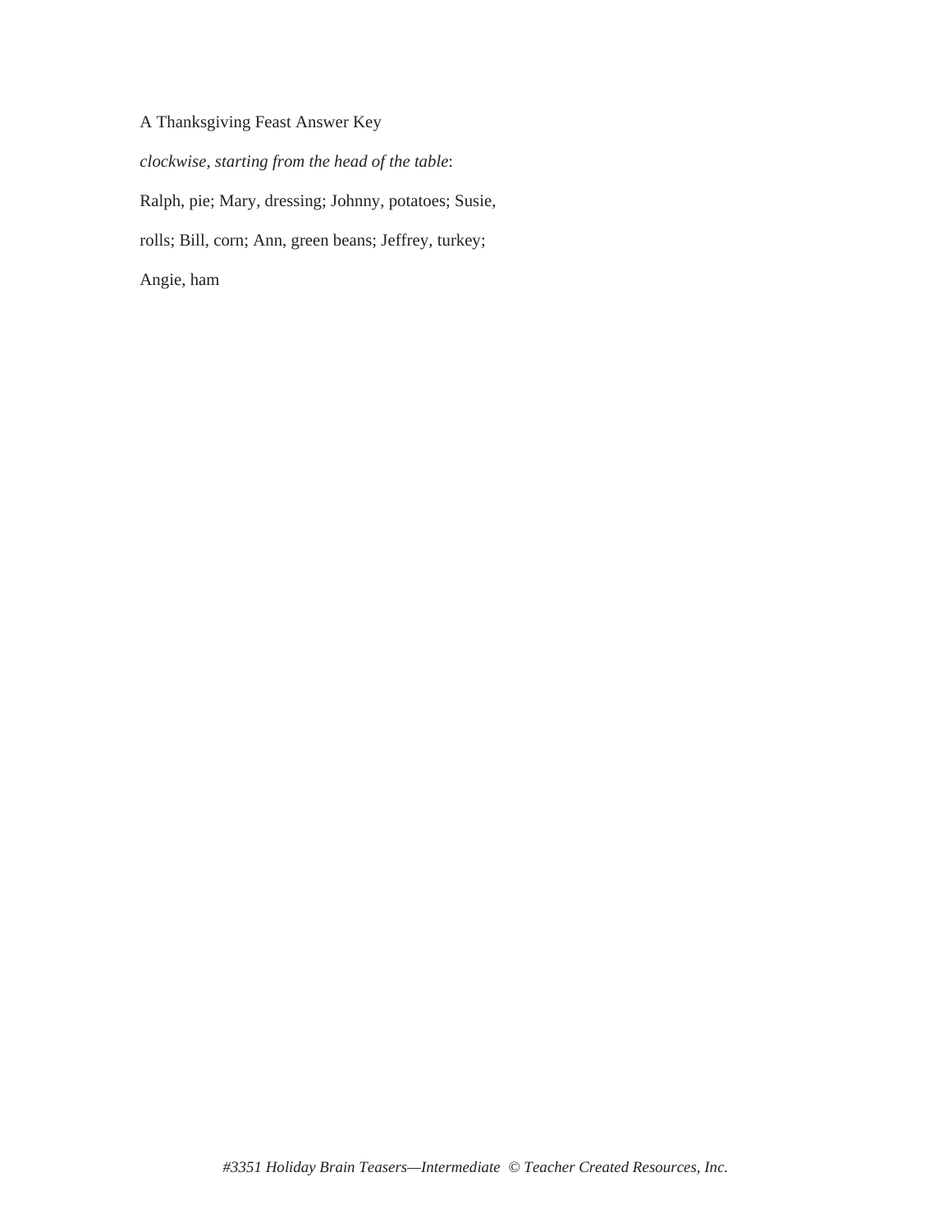A Thanksgiving Feast Answer Key

*clockwise, starting from the head of the table*:

Ralph, pie; Mary, dressing; Johnny, potatoes; Susie, rolls; Bill, corn; Ann, green beans; Jeffrey, turkey; Angie, ham